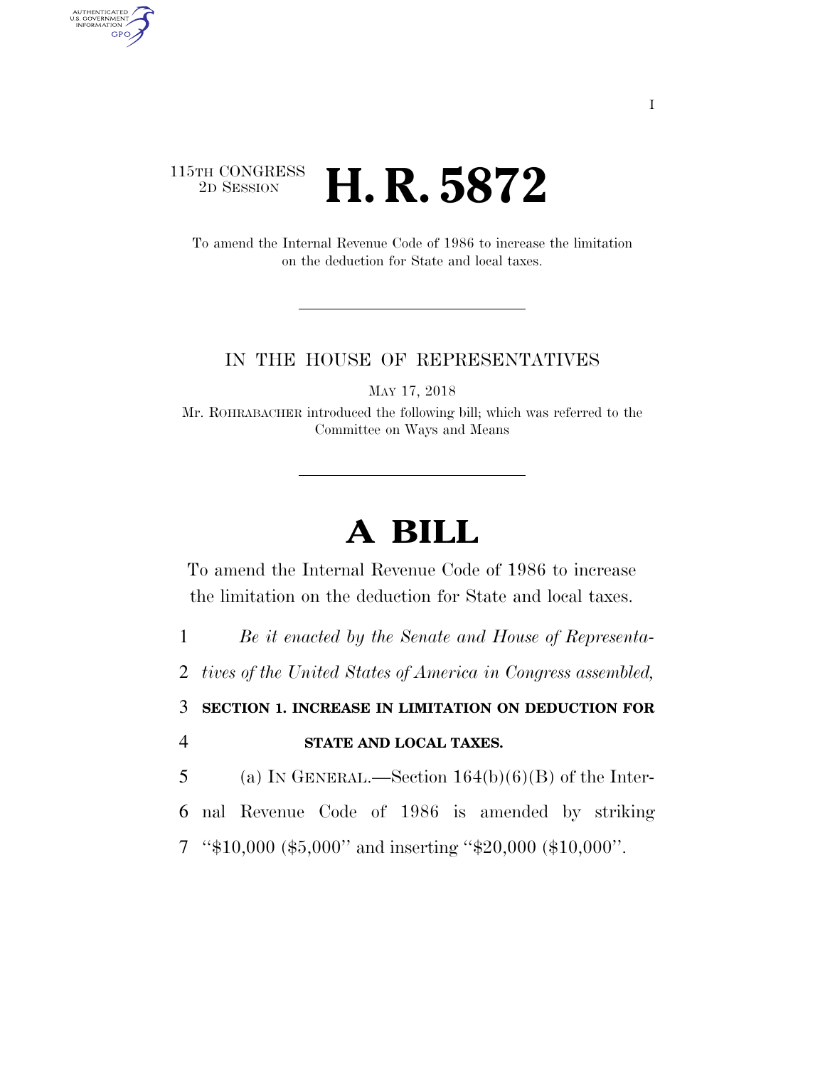115TH CONGRESS
2D SESSION

# H. R. 5872

To amend the Internal Revenue Code of 1986 to increase the limitation on the deduction for State and local taxes.

IN THE HOUSE OF REPRESENTATIVES

MAY 17, 2018

Mr. ROHRABACHER introduced the following bill; which was referred to the Committee on Ways and Means

# A BILL

To amend the Internal Revenue Code of 1986 to increase the limitation on the deduction for State and local taxes.

*Be it enacted by the Senate and House of Representatives of the United States of America in Congress assembled,*

**SECTION 1. INCREASE IN LIMITATION ON DEDUCTION FOR STATE AND LOCAL TAXES.**

(a) IN GENERAL.—Section 164(b)(6)(B) of the Internal Revenue Code of 1986 is amended by striking "$10,000 ($5,000" and inserting "$20,000 ($10,000".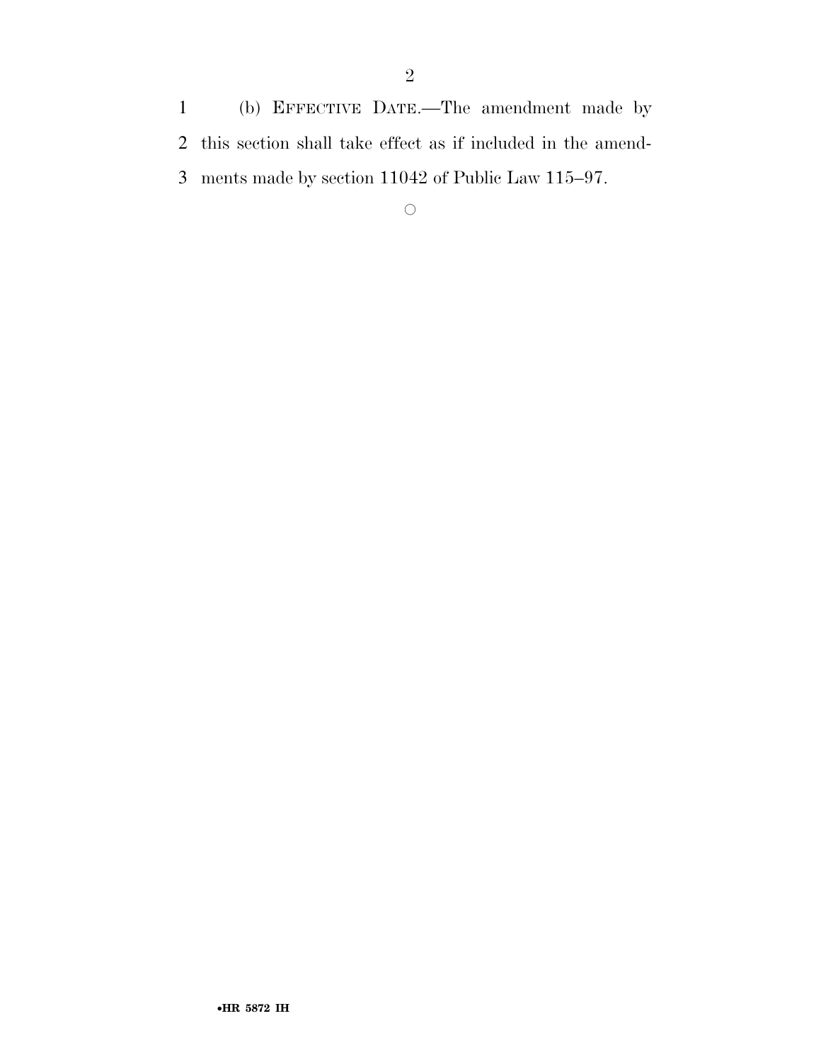(b) EFFECTIVE DATE.—The amendment made by this section shall take effect as if included in the amendments made by section 11042 of Public Law 115–97.